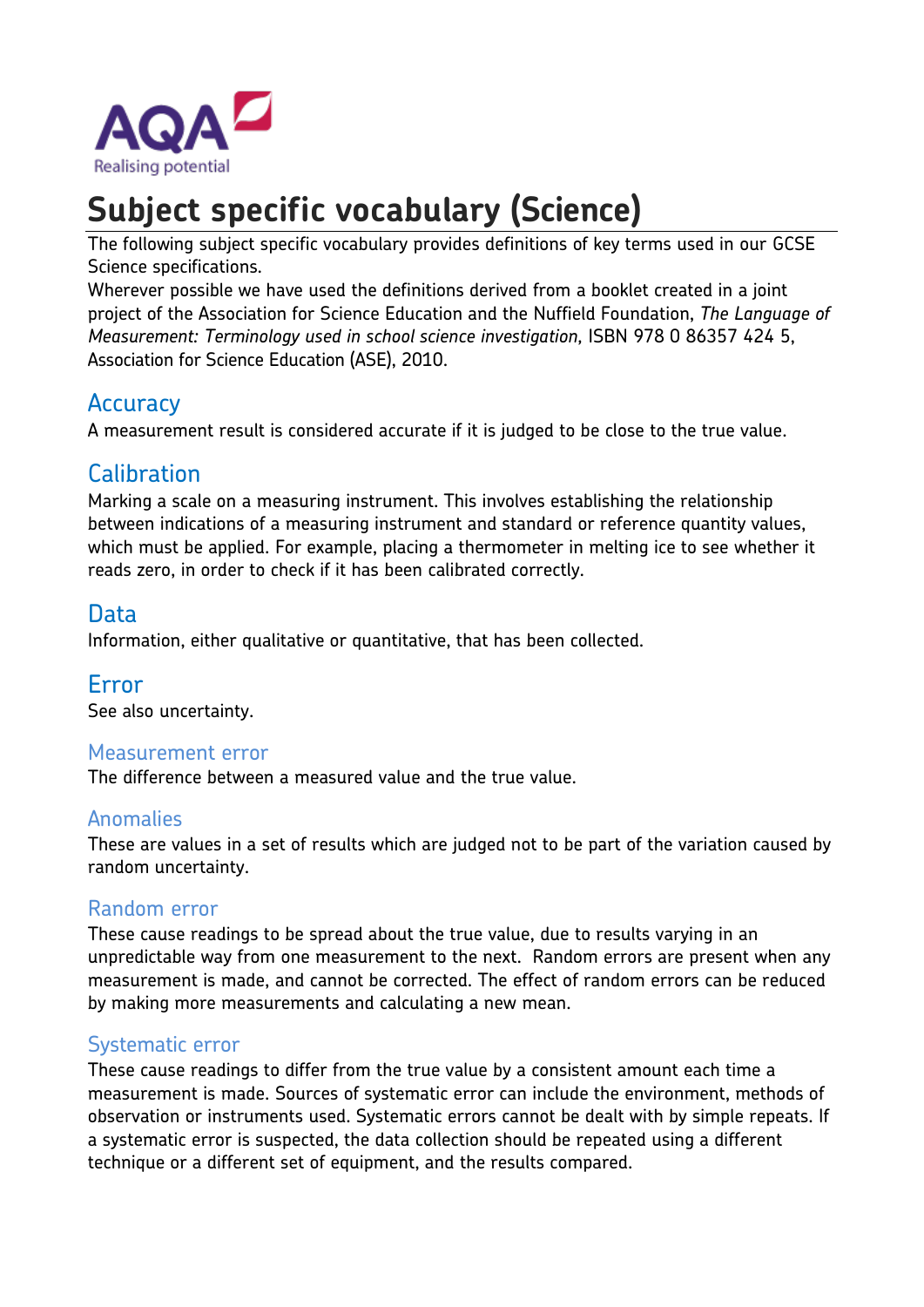# Subject specific vocabulary (Science)

The following subject specific vocabulary provides definitions of key terms used in our GCSE Science specifications.

Wherever possible we have used the definitions derived from a booklet created in a joint project of the Association for Science Education and the Nuffield Foundation, *The Language of Measurement: Terminology used in school science investigation,* ISBN 978 0 86357 424 5, Association for Science Education (ASE), 2010.

## Accuracy

A measurement result is considered accurate if it is judged to be close to the true value.

## Calibration

Marking a scale on a measuring instrument. This involves establishing the relationship between indications of a measuring instrument and standard or reference quantity values, which must be applied. For example, placing a thermometer in melting ice to see whether it reads zero, in order to check if it has been calibrated correctly.

## Data

Information, either qualitative or quantitative, that has been collected.

## Error

See also uncertainty.

### Measurement error

The difference between a measured value and the true value.

### Anomalies

These are values in a set of results which are judged not to be part of the variation caused by random uncertainty.

### Random error

These cause readings to be spread about the true value, due to results varying in an unpredictable way from one measurement to the next. Random errors are present when any measurement is made, and cannot be corrected. The effect of random errors can be reduced by making more measurements and calculating a new mean.

### Systematic error

These cause readings to differ from the true value by a consistent amount each time a measurement is made. Sources of systematic error can include the environment, methods of observation or instruments used. Systematic errors cannot be dealt with by simple repeats. If a systematic error is suspected, the data collection should be repeated using a different technique or a different set of equipment, and the results compared.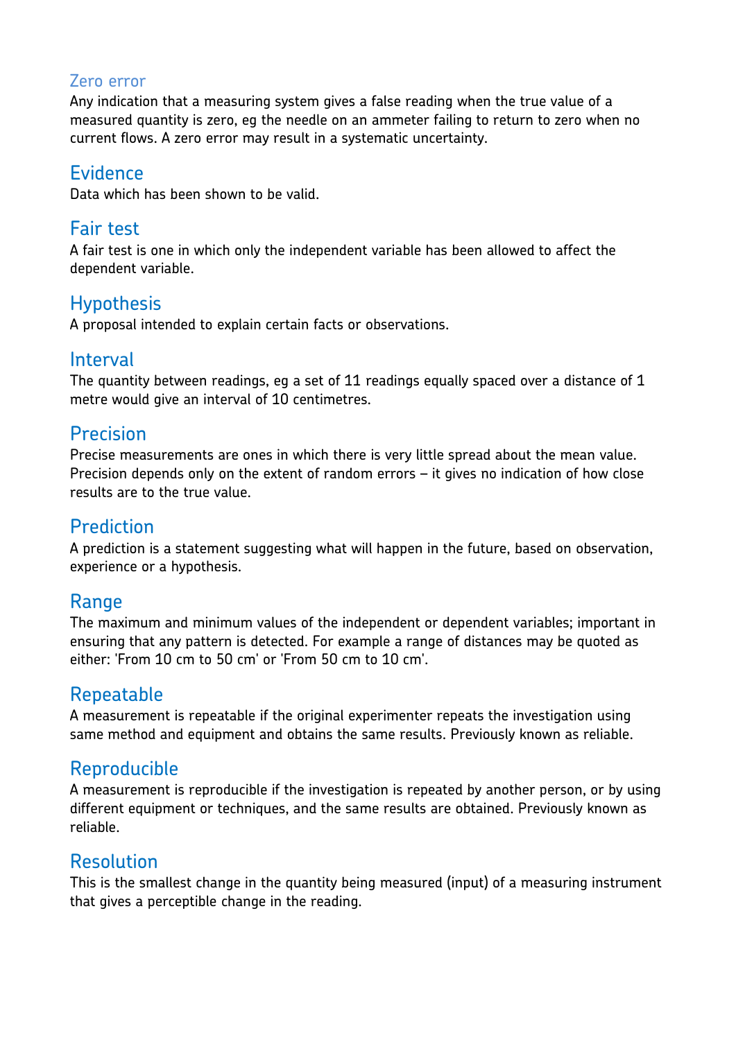## Zero error

Any indication that a measuring system gives a false reading when the true value of a measured quantity is zero, eg the needle on an ammeter failing to return to zero when no current flows. A zero error may result in a systematic uncertainty.

## Evidence

Data which has been shown to be valid.

## Fair test

A fair test is one in which only the independent variable has been allowed to affect the dependent variable.

## Hypothesis

A proposal intended to explain certain facts or observations.

## Interval

The quantity between readings, eg a set of 11 readings equally spaced over a distance of 1 metre would give an interval of 10 centimetres.

## Precision

Precise measurements are ones in which there is very little spread about the mean value. Precision depends only on the extent of random errors – it gives no indication of how close results are to the true value.

## Prediction

A prediction is a statement suggesting what will happen in the future, based on observation, experience or a hypothesis.

## Range

The maximum and minimum values of the independent or dependent variables; important in ensuring that any pattern is detected. For example a range of distances may be quoted as either: 'From 10 cm to 50 cm' or 'From 50 cm to 10 cm'.

## Repeatable

A measurement is repeatable if the original experimenter repeats the investigation using same method and equipment and obtains the same results. Previously known as reliable.

## Reproducible

A measurement is reproducible if the investigation is repeated by another person, or by using different equipment or techniques, and the same results are obtained. Previously known as reliable.

## Resolution

This is the smallest change in the quantity being measured (input) of a measuring instrument that gives a perceptible change in the reading.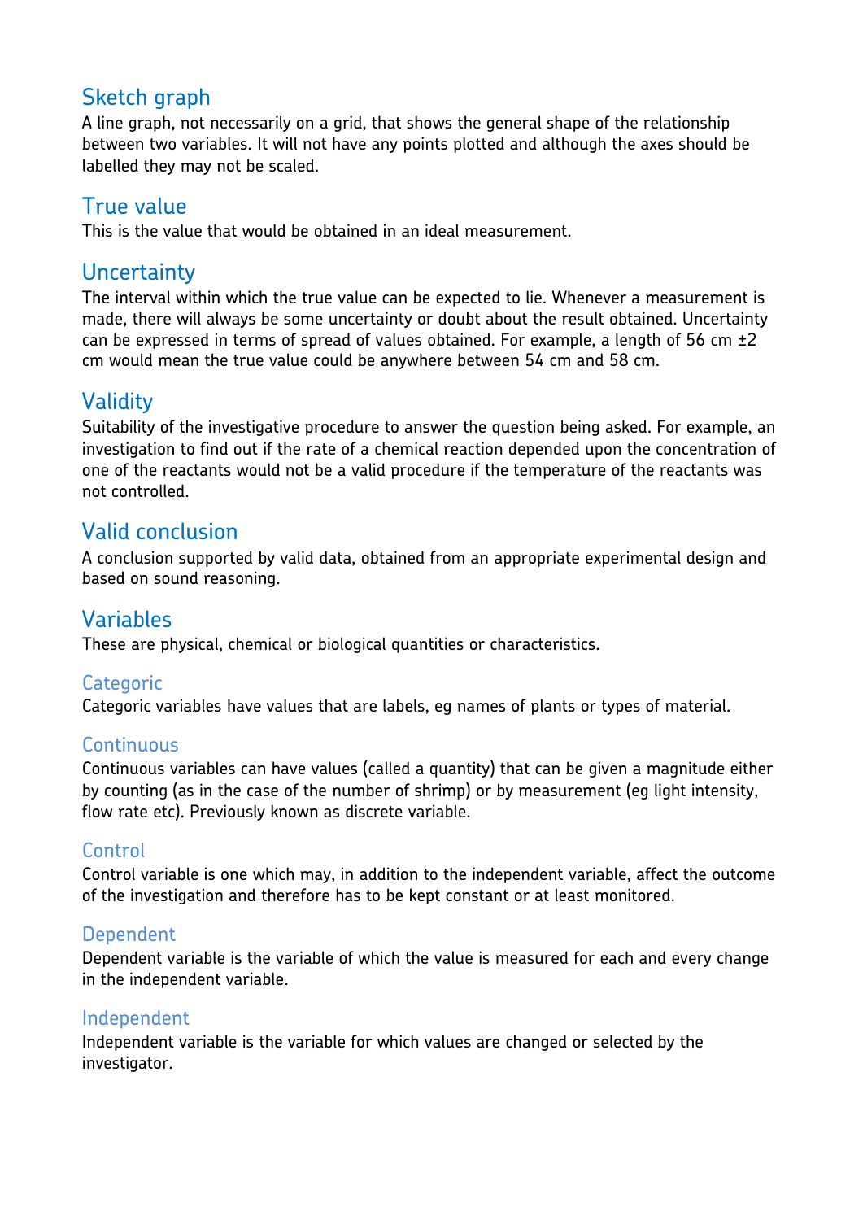## Sketch graph

A line graph, not necessarily on a grid, that shows the general shape of the relationship between two variables. It will not have any points plotted and although the axes should be labelled they may not be scaled.

## True value

This is the value that would be obtained in an ideal measurement.

## Uncertainty

The interval within which the true value can be expected to lie. Whenever a measurement is made, there will always be some uncertainty or doubt about the result obtained. Uncertainty can be expressed in terms of spread of values obtained. For example, a length of 56 cm ±2 cm would mean the true value could be anywhere between 54 cm and 58 cm.

## Validity

Suitability of the investigative procedure to answer the question being asked. For example, an investigation to find out if the rate of a chemical reaction depended upon the concentration of one of the reactants would not be a valid procedure if the temperature of the reactants was not controlled.

## Valid conclusion

A conclusion supported by valid data, obtained from an appropriate experimental design and based on sound reasoning.

## Variables

These are physical, chemical or biological quantities or characteristics.

### Categoric

Categoric variables have values that are labels, eg names of plants or types of material.

### Continuous

Continuous variables can have values (called a quantity) that can be given a magnitude either by counting (as in the case of the number of shrimp) or by measurement (eg light intensity, flow rate etc). Previously known as discrete variable.

### Control

Control variable is one which may, in addition to the independent variable, affect the outcome of the investigation and therefore has to be kept constant or at least monitored.

### Dependent

Dependent variable is the variable of which the value is measured for each and every change in the independent variable.

### Independent

Independent variable is the variable for which values are changed or selected by the investigator.